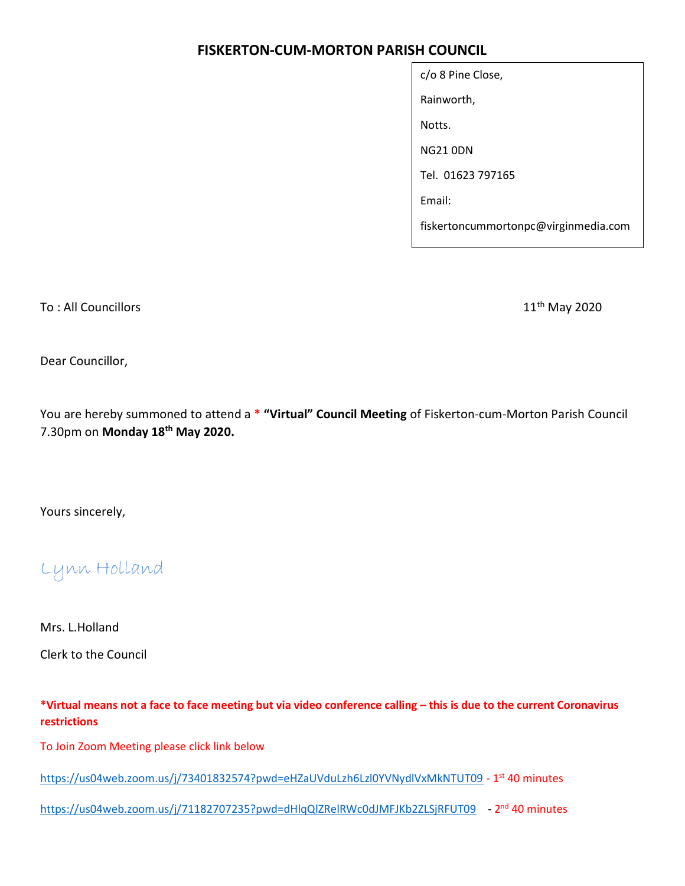# FISKERTON-CUM-MORTON PARISH COUNCIL

c/o 8 Pine Close,

Rainworth,

Notts.

NG21 0DN

Tel. 01623 797165

Email:

fiskertoncummortonpc@virginmedia.com

To : All Councillors

11th May 2020

Dear Councillor,

You are hereby summoned to attend a * **"Virtual" Council Meeting** of Fiskerton-cum-Morton Parish Council 7.30pm on **Monday 18th May 2020.**

Yours sincerely,

Lynn Holland

Mrs. L.Holland

Clerk to the Council

***Virtual means not a face to face meeting but via video conference calling – this is due to the current Coronavirus restrictions**

To Join Zoom Meeting please click link below

https://us04web.zoom.us/j/73401832574?pwd=eHZaUVduLzh6Lzl0YVNydlVxMkNTUT09 - 1st 40 minutes

https://us04web.zoom.us/j/71182707235?pwd=dHlqQlZRelRWc0dJMFJKb2ZLSjRFUT09 - 2nd 40 minutes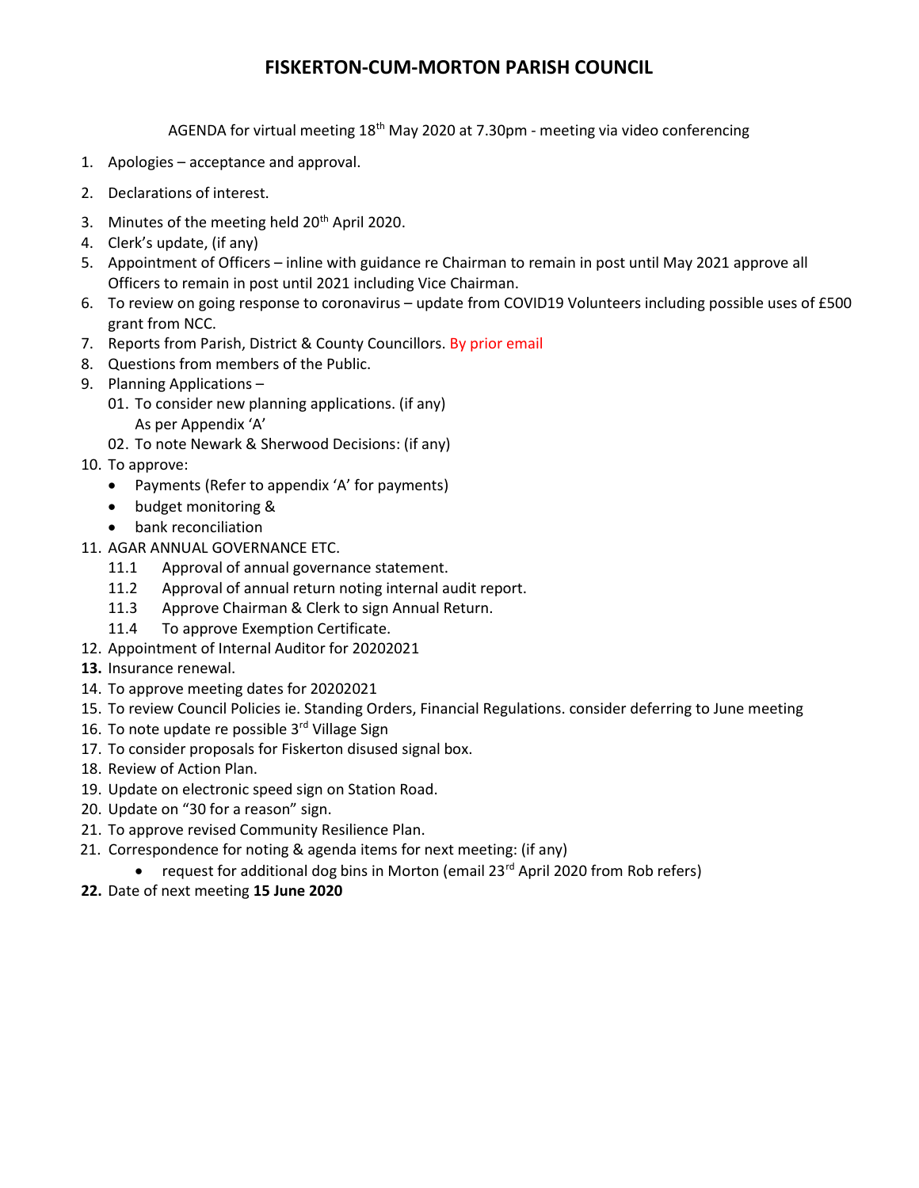# FISKERTON-CUM-MORTON PARISH COUNCIL

AGENDA for virtual meeting 18th May 2020 at 7.30pm - meeting via video conferencing

1. Apologies – acceptance and approval.
2. Declarations of interest.
3. Minutes of the meeting held 20th April 2020.
4. Clerk's update, (if any)
5. Appointment of Officers – inline with guidance re Chairman to remain in post until May 2021 approve all Officers to remain in post until 2021 including Vice Chairman.
6. To review on going response to coronavirus – update from COVID19 Volunteers including possible uses of £500 grant from NCC.
7. Reports from Parish, District & County Councillors. By prior email
8. Questions from members of the Public.
9. Planning Applications –
   01. To consider new planning applications. (if any)
       As per Appendix 'A'
   02. To note Newark & Sherwood Decisions: (if any)
10. To approve:
    - Payments (Refer to appendix 'A' for payments)
    - budget monitoring &
    - bank reconciliation
11. AGAR ANNUAL GOVERNANCE ETC.
    11.1 Approval of annual governance statement.
    11.2 Approval of annual return noting internal audit report.
    11.3 Approve Chairman & Clerk to sign Annual Return.
    11.4 To approve Exemption Certificate.
12. Appointment of Internal Auditor for 20202021
13. Insurance renewal.
14. To approve meeting dates for 20202021
15. To review Council Policies ie. Standing Orders, Financial Regulations. consider deferring to June meeting
16. To note update re possible 3rd Village Sign
17. To consider proposals for Fiskerton disused signal box.
18. Review of Action Plan.
19. Update on electronic speed sign on Station Road.
20. Update on "30 for a reason" sign.
21. To approve revised Community Resilience Plan.
21. Correspondence for noting & agenda items for next meeting: (if any)
    - request for additional dog bins in Morton (email 23rd April 2020 from Rob refers)
22. Date of next meeting **15 June 2020**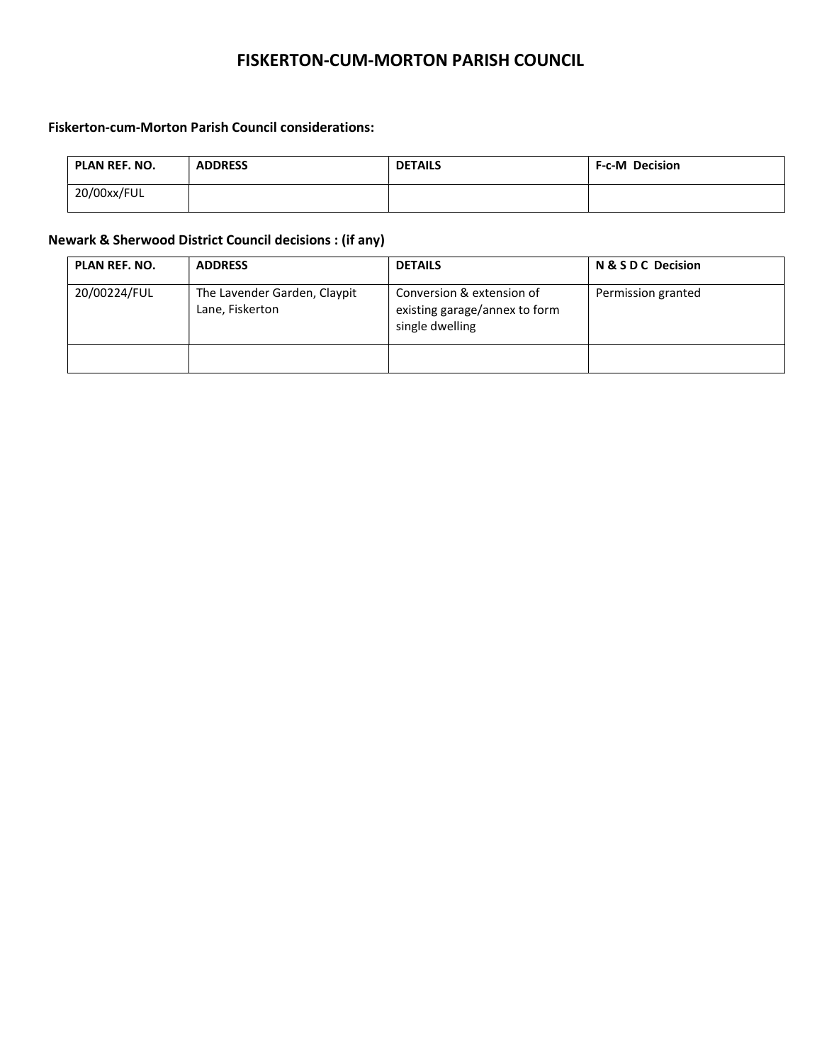# FISKERTON-CUM-MORTON PARISH COUNCIL

**Fiskerton-cum-Morton Parish Council considerations:**

| PLAN REF. NO. | ADDRESS | DETAILS | F-c-M Decision |
|---|---|---|---|
| 20/00xx/FUL | | | |

**Newark & Sherwood District Council decisions : (if any)**

| PLAN REF. NO. | ADDRESS | DETAILS | N & S D C Decision |
|---|---|---|---|
| 20/00224/FUL | The Lavender Garden, Claypit Lane, Fiskerton | Conversion & extension of existing garage/annex to form single dwelling | Permission granted |
| | | | |